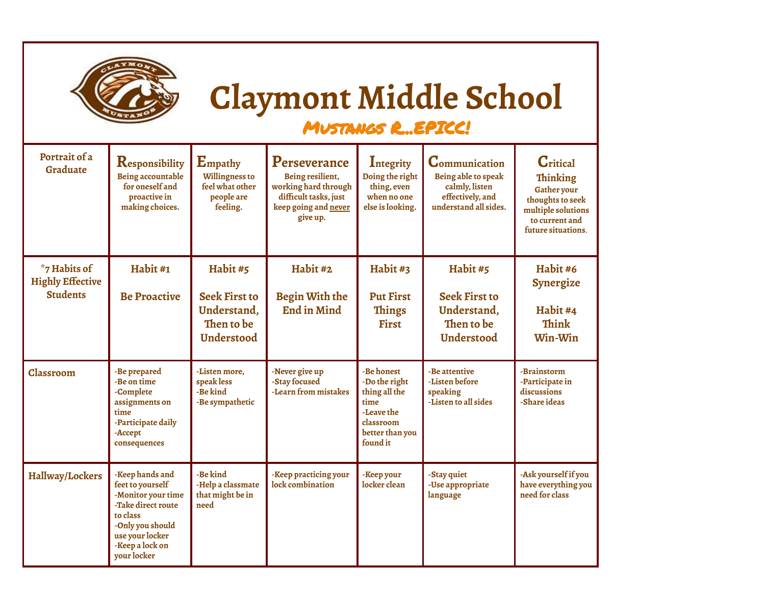# Claymont Middle School

## Mustangs R...EPICC!

| Portrait of a Graduate | **R**esponsibility Being accountable for oneself and proactive in making choices. | **E**mpathy Willingness to feel what other people are feeling. | **P**erseverance Being resilient, working hard through difficult tasks, just keep going and never give up. | **I**ntegrity Doing the right thing, even when no one else is looking. | **C**ommunication Being able to speak calmly, listen effectively, and understand all sides. | **C**ritical Thinking Gather your thoughts to seek multiple solutions to current and future situations. |
|---|---|---|---|---|---|---|
| *7 Habits of Highly Effective Students | Habit #1 Be Proactive | Habit #5 Seek First to Understand, Then to be Understood | Habit #2 Begin With the End in Mind | Habit #3 Put First Things First | Habit #5 Seek First to Understand, Then to be Understood | Habit #6 Synergize<br>Habit #4 Think Win-Win |
| Classroom | -Be prepared<br>-Be on time<br>-Complete assignments on time<br>-Participate daily<br>-Accept consequences | -Listen more, speak less<br>-Be kind<br>-Be sympathetic | -Never give up<br>-Stay focused<br>-Learn from mistakes | -Be honest<br>-Do the right thing all the time<br>-Leave the classroom better than you found it | -Be attentive<br>-Listen before speaking<br>-Listen to all sides | -Brainstorm<br>-Participate in discussions<br>-Share ideas |
| Hallway/Lockers | -Keep hands and feet to yourself<br>-Monitor your time<br>-Take direct route to class<br>-Only you should use your locker<br>-Keep a lock on your locker | -Be kind<br>-Help a classmate that might be in need | -Keep practicing your lock combination | -Keep your locker clean | -Stay quiet<br>-Use appropriate language | -Ask yourself if you have everything you need for class |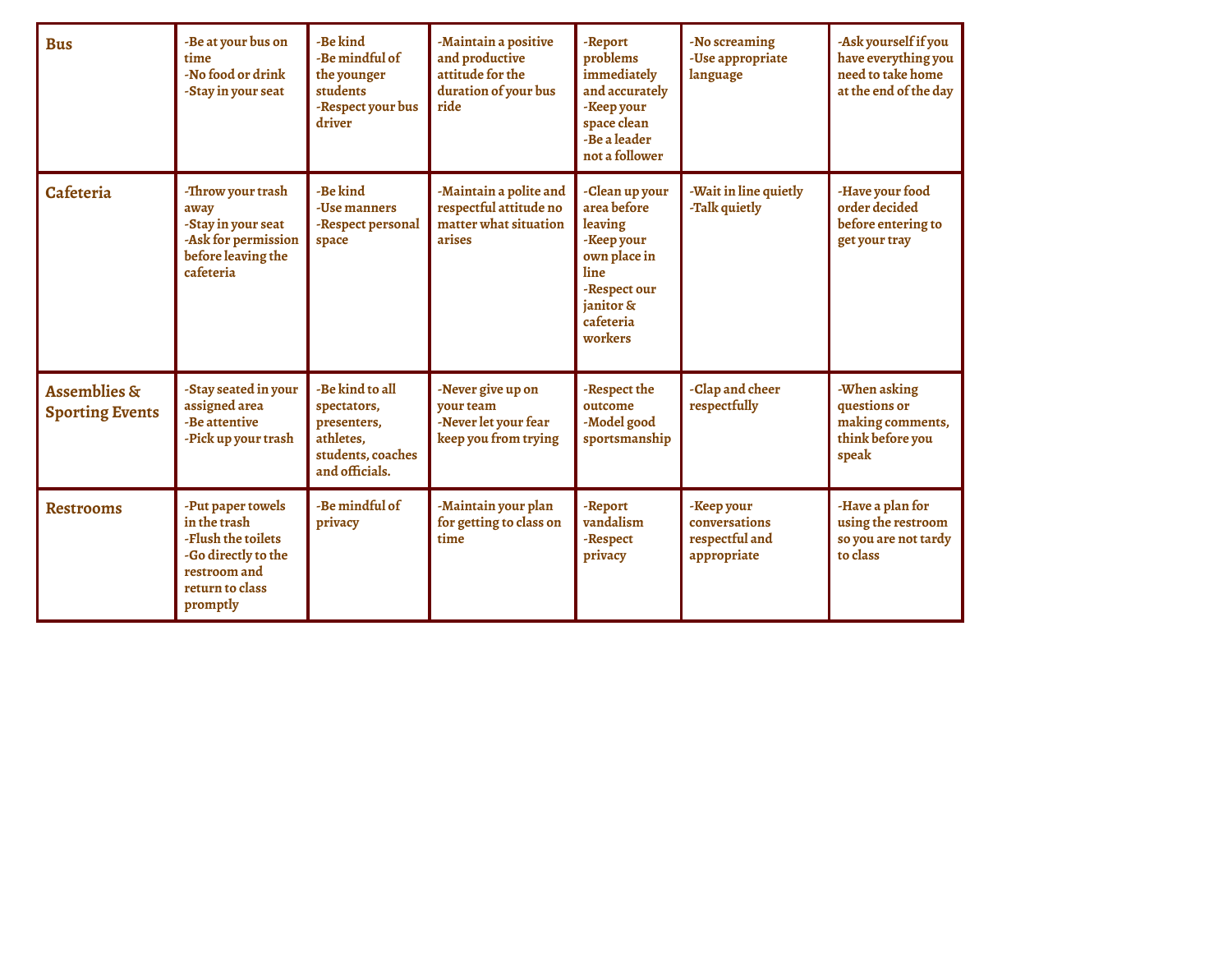| | | | | | | |
|---|---|---|---|---|---|---|
| **Bus** | -Be at your bus on time<br>-No food or drink<br>-Stay in your seat | -Be kind<br>-Be mindful of the younger students<br>-Respect your bus driver | -Maintain a positive and productive attitude for the duration of your bus ride | -Report problems immediately and accurately<br>-Keep your space clean<br>-Be a leader not a follower | -No screaming<br>-Use appropriate language | -Ask yourself if you have everything you need to take home at the end of the day |
| **Cafeteria** | -Throw your trash away<br>-Stay in your seat<br>-Ask for permission before leaving the cafeteria | -Be kind<br>-Use manners<br>-Respect personal space | -Maintain a polite and respectful attitude no matter what situation arises | -Clean up your area before leaving<br>-Keep your own place in line<br>-Respect our janitor & cafeteria workers | -Wait in line quietly<br>-Talk quietly | -Have your food order decided before entering to get your tray |
| **Assemblies & Sporting Events** | -Stay seated in your assigned area<br>-Be attentive<br>-Pick up your trash | -Be kind to all spectators, presenters, athletes, students, coaches and officials. | -Never give up on your team<br>-Never let your fear keep you from trying | -Respect the outcome<br>-Model good sportsmanship | -Clap and cheer respectfully | -When asking questions or making comments, think before you speak |
| **Restrooms** | -Put paper towels in the trash<br>-Flush the toilets<br>-Go directly to the restroom and return to class promptly | -Be mindful of privacy | -Maintain your plan for getting to class on time | -Report vandalism<br>-Respect privacy | -Keep your conversations respectful and appropriate | -Have a plan for using the restroom so you are not tardy to class |